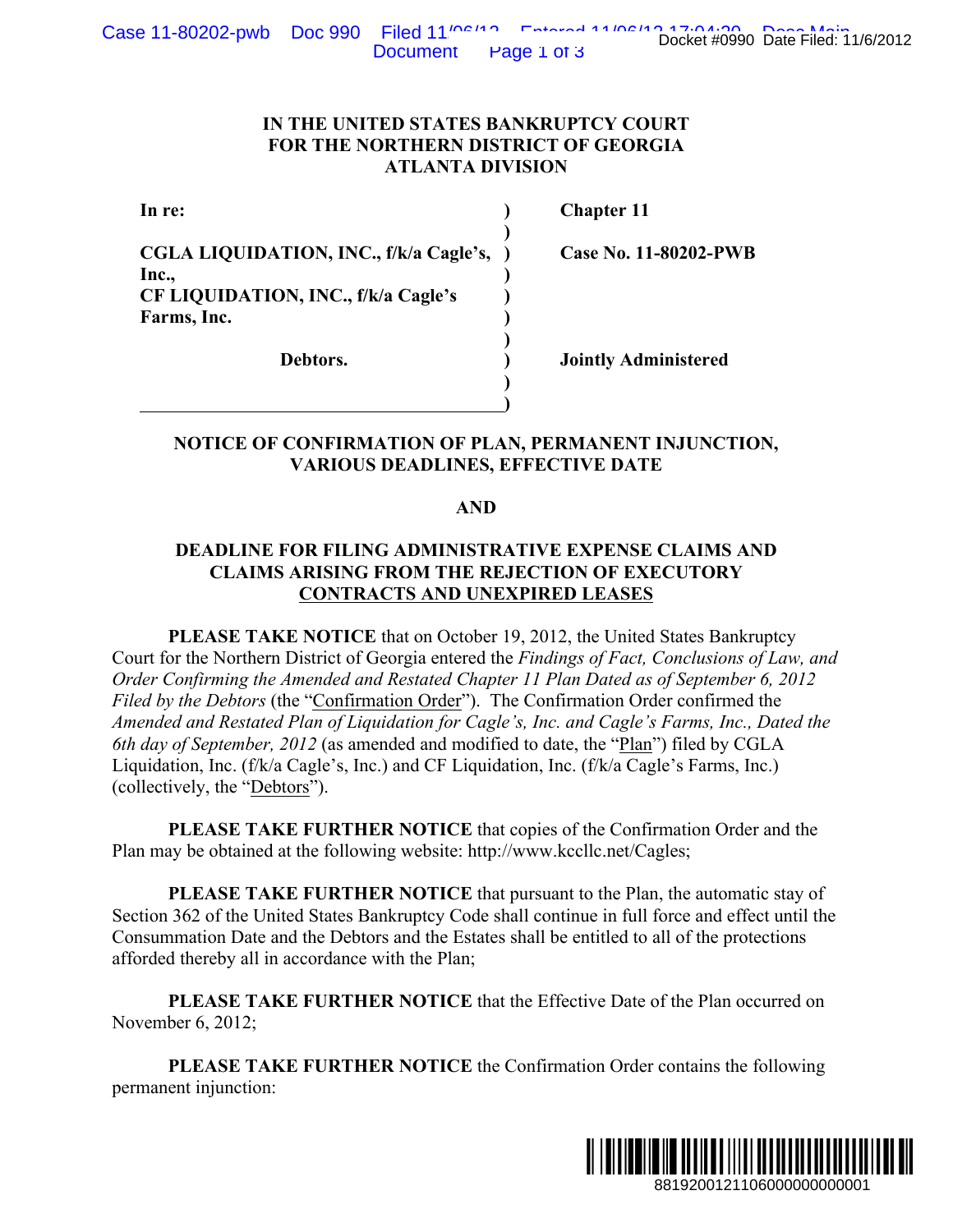**IN THE UNITED STATES BANKRUPTCY COURT**
**FOR THE NORTHERN DISTRICT OF GEORGIA**
**ATLANTA DIVISION**

| | | |
|---|---|---|
| **In re:** | **)** | **Chapter 11** |
| | **)** | |
| **CGLA LIQUIDATION, INC., f/k/a Cagle's, Inc.,** | **)** | **Case No. 11-80202-PWB** |
| **CF LIQUIDATION, INC., f/k/a Cagle's Farms, Inc.** | **)** | |
| | **)** | |
| **Debtors.** | **)** | **Jointly Administered** |
| | **)** | |

**NOTICE OF CONFIRMATION OF PLAN, PERMANENT INJUNCTION, VARIOUS DEADLINES, EFFECTIVE DATE**

**AND**

**DEADLINE FOR FILING ADMINISTRATIVE EXPENSE CLAIMS AND CLAIMS ARISING FROM THE REJECTION OF EXECUTORY CONTRACTS AND UNEXPIRED LEASES**

**PLEASE TAKE NOTICE** that on October 19, 2012, the United States Bankruptcy Court for the Northern District of Georgia entered the *Findings of Fact, Conclusions of Law, and Order Confirming the Amended and Restated Chapter 11 Plan Dated as of September 6, 2012 Filed by the Debtors* (the "Confirmation Order"). The Confirmation Order confirmed the *Amended and Restated Plan of Liquidation for Cagle's, Inc. and Cagle's Farms, Inc., Dated the 6th day of September, 2012* (as amended and modified to date, the "Plan") filed by CGLA Liquidation, Inc. (f/k/a Cagle's, Inc.) and CF Liquidation, Inc. (f/k/a Cagle's Farms, Inc.) (collectively, the "Debtors").

**PLEASE TAKE FURTHER NOTICE** that copies of the Confirmation Order and the Plan may be obtained at the following website: http://www.kccllc.net/Cagles;

**PLEASE TAKE FURTHER NOTICE** that pursuant to the Plan, the automatic stay of Section 362 of the United States Bankruptcy Code shall continue in full force and effect until the Consummation Date and the Debtors and the Estates shall be entitled to all of the protections afforded thereby all in accordance with the Plan;

**PLEASE TAKE FURTHER NOTICE** that the Effective Date of the Plan occurred on November 6, 2012;

**PLEASE TAKE FURTHER NOTICE** the Confirmation Order contains the following permanent injunction: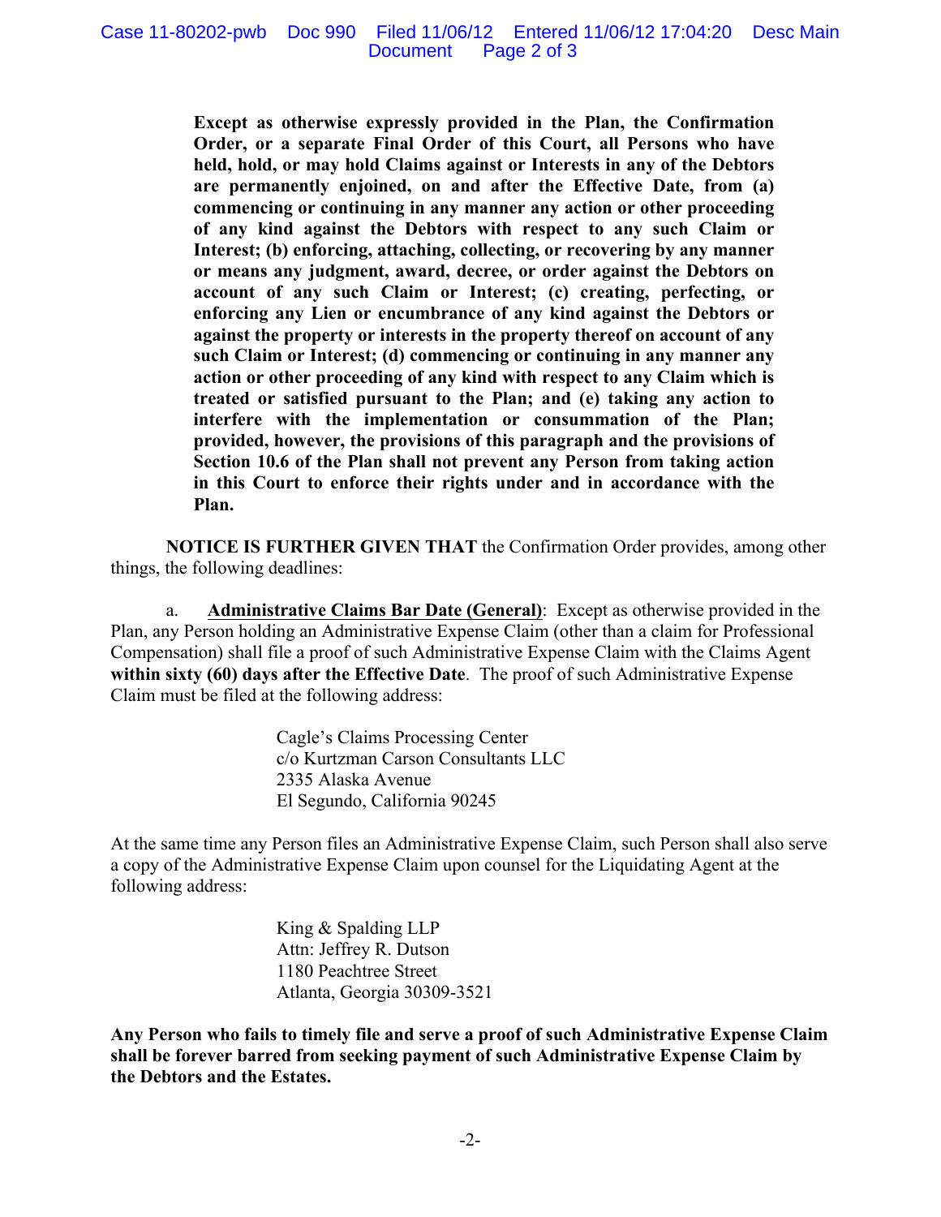**Except as otherwise expressly provided in the Plan, the Confirmation Order, or a separate Final Order of this Court, all Persons who have held, hold, or may hold Claims against or Interests in any of the Debtors are permanently enjoined, on and after the Effective Date, from (a) commencing or continuing in any manner any action or other proceeding of any kind against the Debtors with respect to any such Claim or Interest; (b) enforcing, attaching, collecting, or recovering by any manner or means any judgment, award, decree, or order against the Debtors on account of any such Claim or Interest; (c) creating, perfecting, or enforcing any Lien or encumbrance of any kind against the Debtors or against the property or interests in the property thereof on account of any such Claim or Interest; (d) commencing or continuing in any manner any action or other proceeding of any kind with respect to any Claim which is treated or satisfied pursuant to the Plan; and (e) taking any action to interfere with the implementation or consummation of the Plan; provided, however, the provisions of this paragraph and the provisions of Section 10.6 of the Plan shall not prevent any Person from taking action in this Court to enforce their rights under and in accordance with the Plan.**

**NOTICE IS FURTHER GIVEN THAT** the Confirmation Order provides, among other things, the following deadlines:

a. **Administrative Claims Bar Date (General)**: Except as otherwise provided in the Plan, any Person holding an Administrative Expense Claim (other than a claim for Professional Compensation) shall file a proof of such Administrative Expense Claim with the Claims Agent **within sixty (60) days after the Effective Date**. The proof of such Administrative Expense Claim must be filed at the following address:

Cagle's Claims Processing Center
c/o Kurtzman Carson Consultants LLC
2335 Alaska Avenue
El Segundo, California 90245

At the same time any Person files an Administrative Expense Claim, such Person shall also serve a copy of the Administrative Expense Claim upon counsel for the Liquidating Agent at the following address:

King & Spalding LLP
Attn: Jeffrey R. Dutson
1180 Peachtree Street
Atlanta, Georgia 30309-3521

**Any Person who fails to timely file and serve a proof of such Administrative Expense Claim shall be forever barred from seeking payment of such Administrative Expense Claim by the Debtors and the Estates.**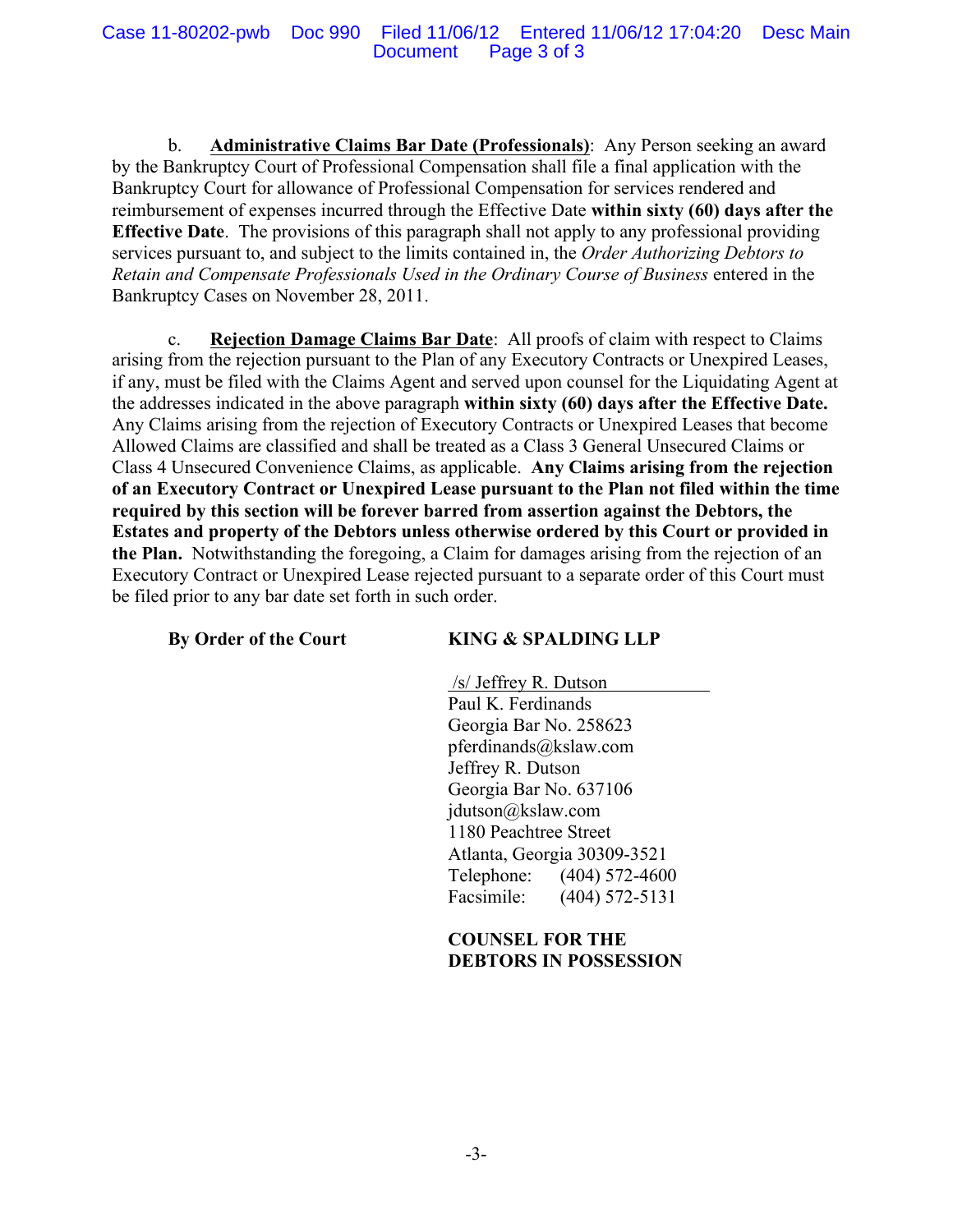b. **Administrative Claims Bar Date (Professionals)**: Any Person seeking an award by the Bankruptcy Court of Professional Compensation shall file a final application with the Bankruptcy Court for allowance of Professional Compensation for services rendered and reimbursement of expenses incurred through the Effective Date **within sixty (60) days after the Effective Date**. The provisions of this paragraph shall not apply to any professional providing services pursuant to, and subject to the limits contained in, the *Order Authorizing Debtors to Retain and Compensate Professionals Used in the Ordinary Course of Business* entered in the Bankruptcy Cases on November 28, 2011.

c. **Rejection Damage Claims Bar Date**: All proofs of claim with respect to Claims arising from the rejection pursuant to the Plan of any Executory Contracts or Unexpired Leases, if any, must be filed with the Claims Agent and served upon counsel for the Liquidating Agent at the addresses indicated in the above paragraph **within sixty (60) days after the Effective Date.** Any Claims arising from the rejection of Executory Contracts or Unexpired Leases that become Allowed Claims are classified and shall be treated as a Class 3 General Unsecured Claims or Class 4 Unsecured Convenience Claims, as applicable. **Any Claims arising from the rejection of an Executory Contract or Unexpired Lease pursuant to the Plan not filed within the time required by this section will be forever barred from assertion against the Debtors, the Estates and property of the Debtors unless otherwise ordered by this Court or provided in the Plan.** Notwithstanding the foregoing, a Claim for damages arising from the rejection of an Executory Contract or Unexpired Lease rejected pursuant to a separate order of this Court must be filed prior to any bar date set forth in such order.

**By Order of the Court**

**KING & SPALDING LLP**

/s/ Jeffrey R. Dutson
Paul K. Ferdinands
Georgia Bar No. 258623
pferdinands@kslaw.com
Jeffrey R. Dutson
Georgia Bar No. 637106
jdutson@kslaw.com
1180 Peachtree Street
Atlanta, Georgia 30309-3521
Telephone: (404) 572-4600
Facsimile: (404) 572-5131

**COUNSEL FOR THE DEBTORS IN POSSESSION**